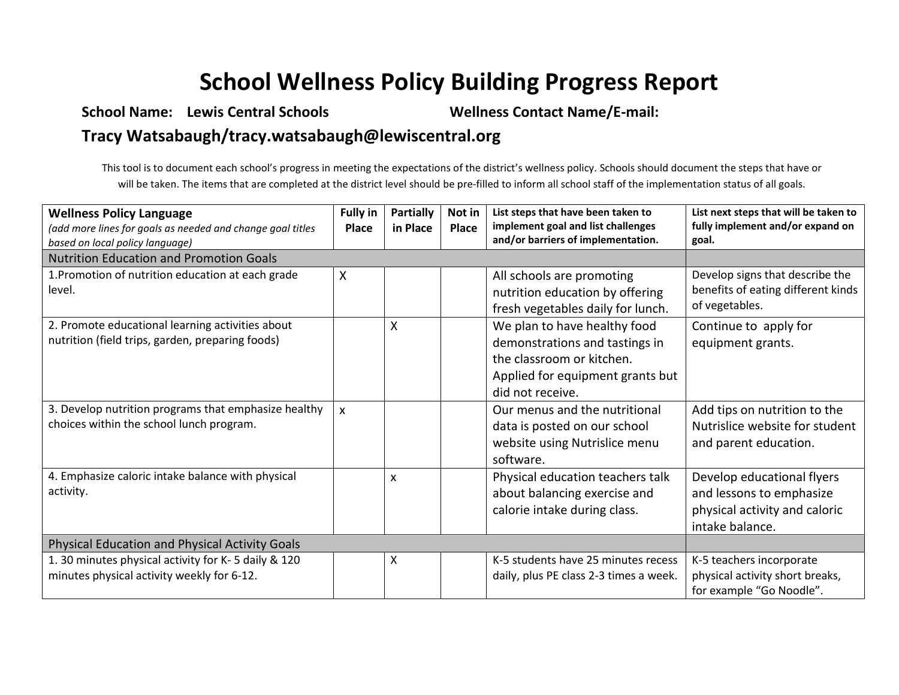# School Wellness Policy Building Progress Report

**School Name:** Lewis Central Schools **Wellness Contact Name/E-mail:**

**Tracy Watsabaugh/tracy.watsabaugh@lewiscentral.org**

This tool is to document each school's progress in meeting the expectations of the district's wellness policy. Schools should document the steps that have or will be taken. The items that are completed at the district level should be pre-filled to inform all school staff of the implementation status of all goals.

| **Wellness Policy Language** *(add more lines for goals as needed and change goal titles based on local policy language)* | **Fully in Place** | **Partially in Place** | **Not in Place** | **List steps that have been taken to implement goal and list challenges and/or barriers of implementation.** | **List next steps that will be taken to fully implement and/or expand on goal.** |
|---|---|---|---|---|---|
| Nutrition Education and Promotion Goals | | | | | |
| 1.Promotion of nutrition education at each grade level. | X | | | All schools are promoting nutrition education by offering fresh vegetables daily for lunch. | Develop signs that describe the benefits of eating different kinds of vegetables. |
| 2. Promote educational learning activities about nutrition (field trips, garden, preparing foods) | | X | | We plan to have healthy food demonstrations and tastings in the classroom or kitchen. Applied for equipment grants but did not receive. | Continue to apply for equipment grants. |
| 3. Develop nutrition programs that emphasize healthy choices within the school lunch program. | x | | | Our menus and the nutritional data is posted on our school website using Nutrislice menu software. | Add tips on nutrition to the Nutrislice website for student and parent education. |
| 4. Emphasize caloric intake balance with physical activity. | | x | | Physical education teachers talk about balancing exercise and calorie intake during class. | Develop educational flyers and lessons to emphasize physical activity and caloric intake balance. |
| Physical Education and Physical Activity Goals | | | | | |
| 1. 30 minutes physical activity for K- 5 daily & 120 minutes physical activity weekly for 6-12. | | X | | K-5 students have 25 minutes recess daily, plus PE class 2-3 times a week. | K-5 teachers incorporate physical activity short breaks, for example "Go Noodle". |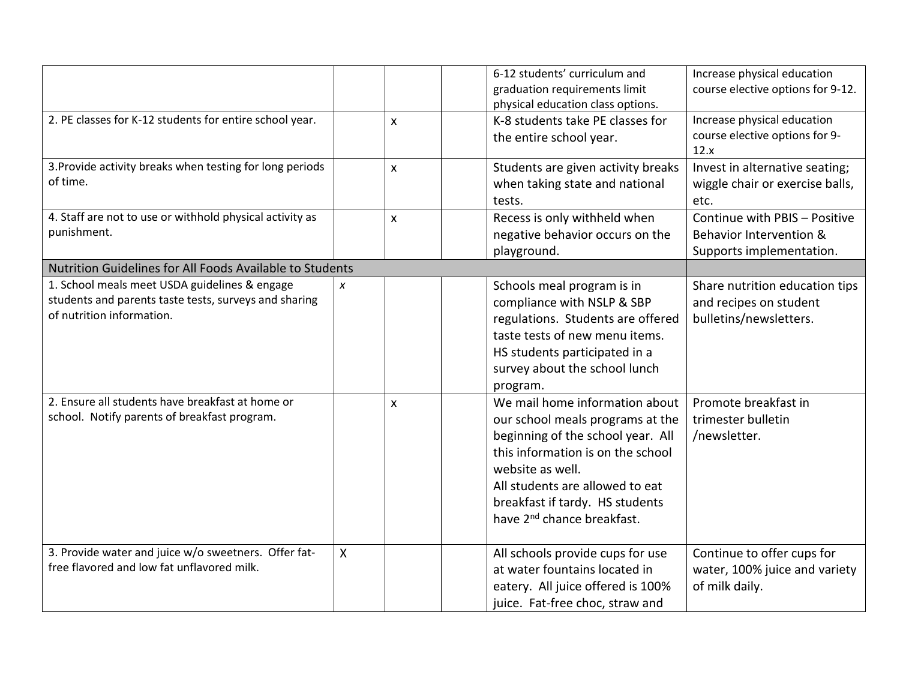| | | | | | |
|---|---|---|---|---|---|
| | | | | 6-12 students' curriculum and graduation requirements limit physical education class options. | Increase physical education course elective options for 9-12. |
| 2. PE classes for K-12 students for entire school year. | | x | | K-8 students take PE classes for the entire school year. | Increase physical education course elective options for 9-12.x |
| 3.Provide activity breaks when testing for long periods of time. | | x | | Students are given activity breaks when taking state and national tests. | Invest in alternative seating; wiggle chair or exercise balls, etc. |
| 4. Staff are not to use or withhold physical activity as punishment. | | x | | Recess is only withheld when negative behavior occurs on the playground. | Continue with PBIS – Positive Behavior Intervention & Supports implementation. |
| Nutrition Guidelines for All Foods Available to Students | | | | | |
| 1. School meals meet USDA guidelines & engage students and parents taste tests, surveys and sharing of nutrition information. | *x* | | | Schools meal program is in compliance with NSLP & SBP regulations. Students are offered taste tests of new menu items. HS students participated in a survey about the school lunch program. | Share nutrition education tips and recipes on student bulletins/newsletters. |
| 2. Ensure all students have breakfast at home or school. Notify parents of breakfast program. | | x | | We mail home information about our school meals programs at the beginning of the school year. All this information is on the school website as well. All students are allowed to eat breakfast if tardy. HS students have 2nd chance breakfast. | Promote breakfast in trimester bulletin /newsletter. |
| 3. Provide water and juice w/o sweetners. Offer fat-free flavored and low fat unflavored milk. | X | | | All schools provide cups for use at water fountains located in eatery. All juice offered is 100% juice. Fat-free choc, straw and | Continue to offer cups for water, 100% juice and variety of milk daily. |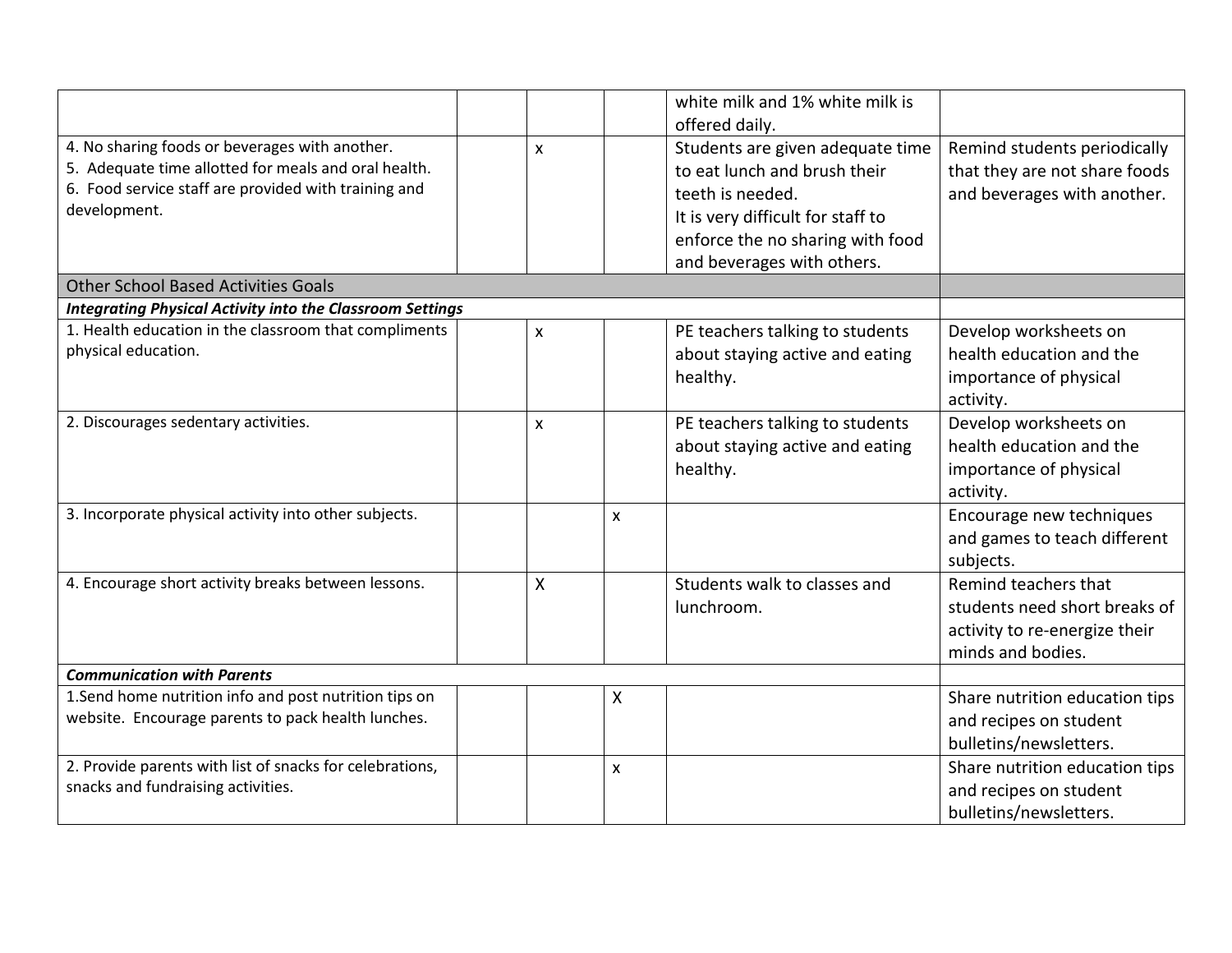| | | | | | |
|---|---|---|---|---|---|
| | | | | white milk and 1% white milk is offered daily. | |
| 4. No sharing foods or beverages with another.<br>5. Adequate time allotted for meals and oral health.<br>6. Food service staff are provided with training and development. | | x | | Students are given adequate time to eat lunch and brush their teeth is needed.<br>It is very difficult for staff to enforce the no sharing with food and beverages with others. | Remind students periodically that they are not share foods and beverages with another. |
| Other School Based Activities Goals | | | | | |
| ***Integrating Physical Activity into the Classroom Settings*** | | | | | |
| 1. Health education in the classroom that compliments physical education. | | x | | PE teachers talking to students about staying active and eating healthy. | Develop worksheets on health education and the importance of physical activity. |
| 2. Discourages sedentary activities. | | x | | PE teachers talking to students about staying active and eating healthy. | Develop worksheets on health education and the importance of physical activity. |
| 3. Incorporate physical activity into other subjects. | | | x | | Encourage new techniques and games to teach different subjects. |
| 4. Encourage short activity breaks between lessons. | | X | | Students walk to classes and lunchroom. | Remind teachers that students need short breaks of activity to re-energize their minds and bodies. |
| ***Communication with Parents*** | | | | | |
| 1.Send home nutrition info and post nutrition tips on website. Encourage parents to pack health lunches. | | | X | | Share nutrition education tips and recipes on student bulletins/newsletters. |
| 2. Provide parents with list of snacks for celebrations, snacks and fundraising activities. | | | x | | Share nutrition education tips and recipes on student bulletins/newsletters. |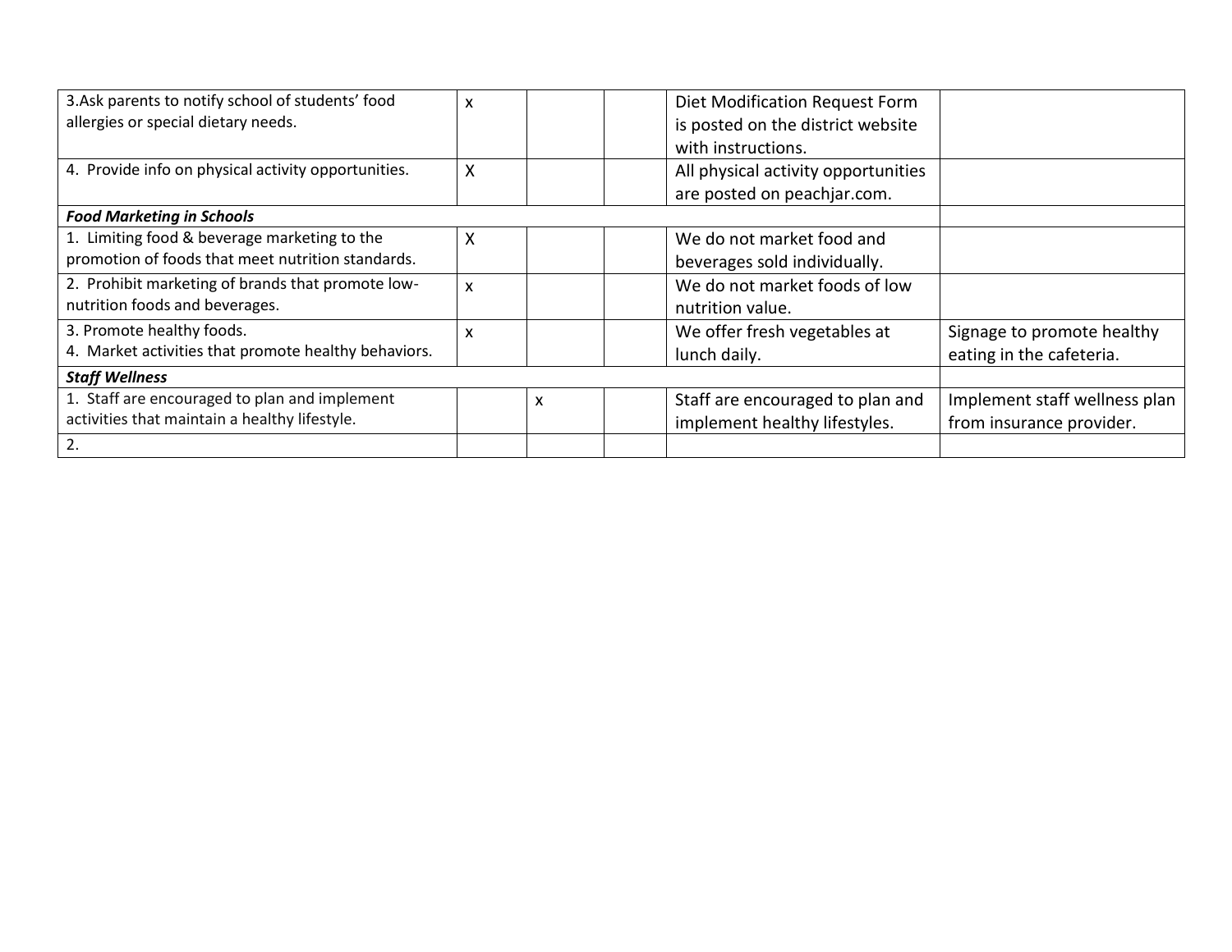| | | | | | |
|---|---|---|---|---|---|
| 3.Ask parents to notify school of students' food allergies or special dietary needs. | x | | | Diet Modification Request Form is posted on the district website with instructions. | |
| 4. Provide info on physical activity opportunities. | X | | | All physical activity opportunities are posted on peachjar.com. | |
| ***Food Marketing in Schools*** | | | | | |
| 1. Limiting food & beverage marketing to the promotion of foods that meet nutrition standards. | X | | | We do not market food and beverages sold individually. | |
| 2. Prohibit marketing of brands that promote low-nutrition foods and beverages. | x | | | We do not market foods of low nutrition value. | |
| 3. Promote healthy foods.<br>4. Market activities that promote healthy behaviors. | x | | | We offer fresh vegetables at lunch daily. | Signage to promote healthy eating in the cafeteria. |
| ***Staff Wellness*** | | | | | |
| 1. Staff are encouraged to plan and implement activities that maintain a healthy lifestyle. | | x | | Staff are encouraged to plan and implement healthy lifestyles. | Implement staff wellness plan from insurance provider. |
| 2. | | | | | |